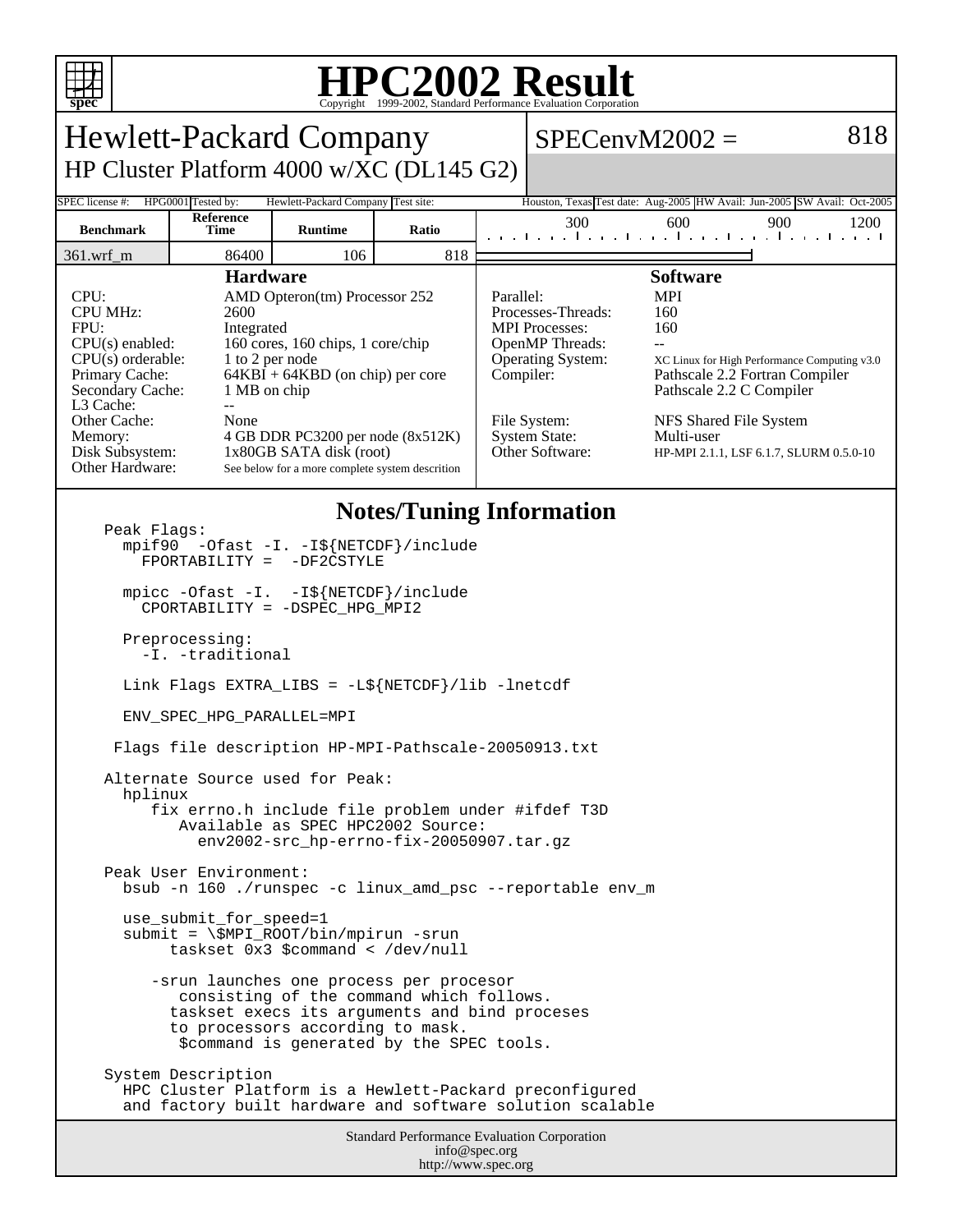# HPC2002 Result

Copyright 1999-2002, Standard Performance Evaluation Corporation

## Hewlett-Packard Company

### HP Cluster Platform 4000 w/XC (DL145 G2)

**SPECenvM2002 = 818**

| SPEC license #: | HPG0001 | Tested by: | Hewlett-Packard Company | Test site: | Houston, Texas | Test date: | Aug-2005 | HW Avail: | Jun-2005 | SW Avail: | Oct-2005 |
|---|---|---|---|---|---|---|---|---|---|---|---|

| Benchmark | Reference Time | Runtime | Ratio |
|---|---|---|---|
| 361.wrf_m | 86400 | 106 | 818 |

### Hardware

| | |
|---|---|
| CPU: | AMD Opteron(tm) Processor 252 |
| CPU MHz: | 2600 |
| FPU: | Integrated |
| CPU(s) enabled: | 160 cores, 160 chips, 1 core/chip |
| CPU(s) orderable: | 1 to 2 per node |
| Primary Cache: | 64KBI + 64KBD (on chip) per core |
| Secondary Cache: | 1 MB on chip |
| L3 Cache: | -- |
| Other Cache: | None |
| Memory: | 4 GB DDR PC3200 per node (8x512K) |
| Disk Subsystem: | 1x80GB SATA disk (root) |
| Other Hardware: | See below for a more complete system descrition |

### Software

| | |
|---|---|
| Parallel: | MPI |
| Processes-Threads: | 160 |
| MPI Processes: | 160 |
| OpenMP Threads: | -- |
| Operating System: | XC Linux for High Performance Computing v3.0 |
| Compiler: | Pathscale 2.2 Fortran Compiler<br>Pathscale 2.2 C Compiler |
| File System: | NFS Shared File System |
| System State: | Multi-user |
| Other Software: | HP-MPI 2.1.1, LSF 6.1.7, SLURM 0.5.0-10 |

### Notes/Tuning Information

```
Peak Flags:
  mpif90  -Ofast -I. -I${NETCDF}/include
    FPORTABILITY =  -DF2CSTYLE

  mpicc -Ofast -I.  -I${NETCDF}/include
    CPORTABILITY = -DSPEC_HPG_MPI2

  Preprocessing:
    -I. -traditional

  Link Flags EXTRA_LIBS = -L${NETCDF}/lib -lnetcdf

  ENV_SPEC_HPG_PARALLEL=MPI

 Flags file description HP-MPI-Pathscale-20050913.txt

Alternate Source used for Peak:
  hplinux
     fix errno.h include file problem under #ifdef T3D
        Available as SPEC HPC2002 Source:
          env2002-src_hp-errno-fix-20050907.tar.gz

Peak User Environment:
  bsub -n 160 ./runspec -c linux_amd_psc --reportable env_m

  use_submit_for_speed=1
  submit = \$MPI_ROOT/bin/mpirun -srun
       taskset 0x3 $command < /dev/null

     -srun launches one process per procesor
        consisting of the command which follows.
       taskset execs its arguments and bind proceses
       to processors according to mask.
        $command is generated by the SPEC tools.

System Description
  HPC Cluster Platform is a Hewlett-Packard preconfigured
  and factory built hardware and software solution scalable
```

Standard Performance Evaluation Corporation
info@spec.org
http://www.spec.org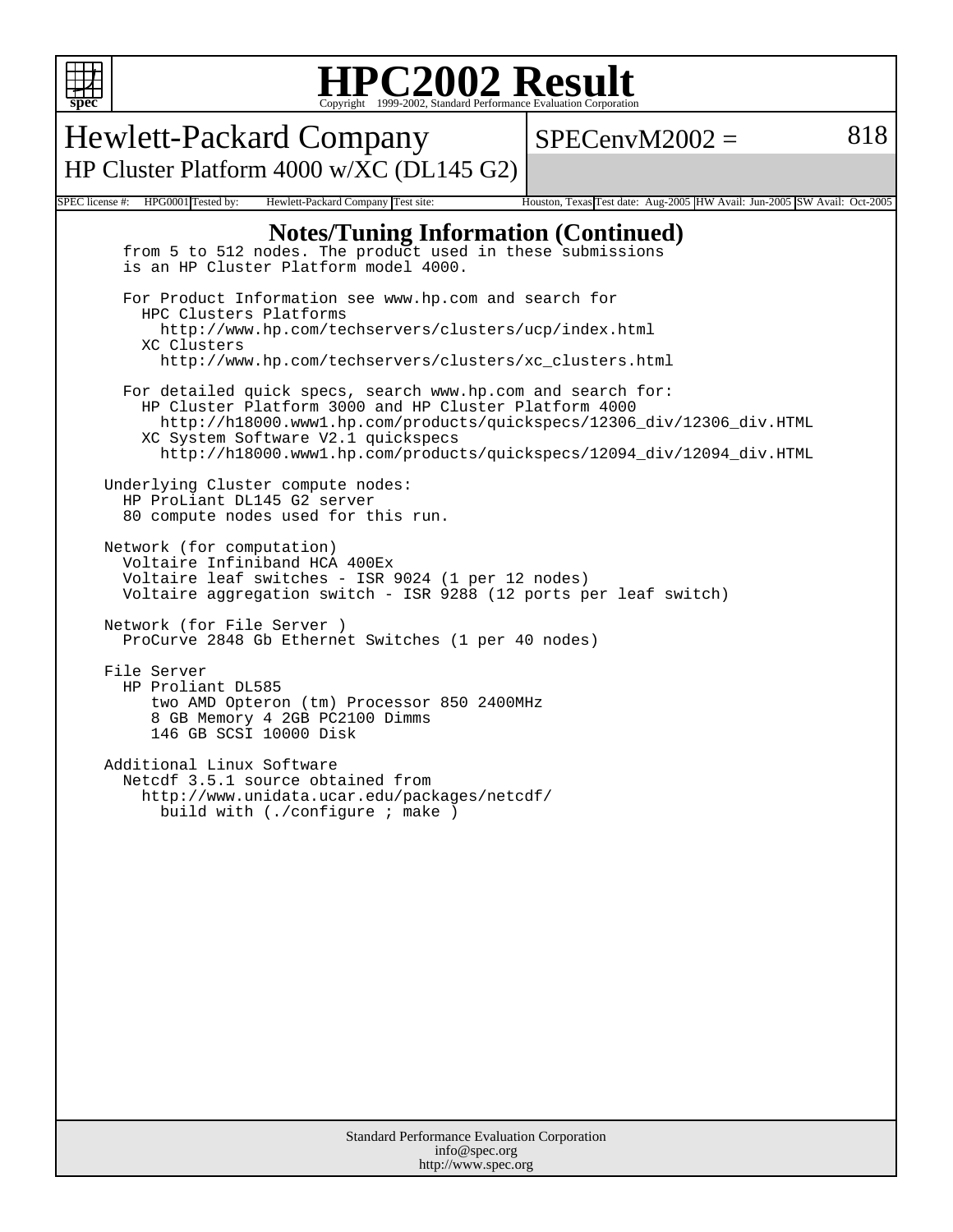# HPC2002 Result

Copyright 1999-2002, Standard Performance Evaluation Corporation

## Hewlett-Packard Company

HP Cluster Platform 4000 w/XC (DL145 G2)

SPECenvM2002 = 818

SPEC license #: HPG0001 Tested by: Hewlett-Packard Company Test site: Houston, Texas Test date: Aug-2005 HW Avail: Jun-2005 SW Avail: Oct-2005

### Notes/Tuning Information (Continued)

```
    from 5 to 512 nodes. The product used in these submissions
    is an HP Cluster Platform model 4000.

    For Product Information see www.hp.com and search for
      HPC Clusters Platforms
        http://www.hp.com/techservers/clusters/ucp/index.html
      XC Clusters
        http://www.hp.com/techservers/clusters/xc_clusters.html

    For detailed quick specs, search www.hp.com and search for:
      HP Cluster Platform 3000 and HP Cluster Platform 4000
        http://h18000.www1.hp.com/products/quickspecs/12306_div/12306_div.HTML
      XC System Software V2.1 quickspecs
        http://h18000.www1.hp.com/products/quickspecs/12094_div/12094_div.HTML

  Underlying Cluster compute nodes:
    HP ProLiant DL145 G2 server
    80 compute nodes used for this run.

  Network (for computation)
    Voltaire Infiniband HCA 400Ex
    Voltaire leaf switches - ISR 9024 (1 per 12 nodes)
    Voltaire aggregation switch - ISR 9288 (12 ports per leaf switch)

  Network (for File Server )
    ProCurve 2848 Gb Ethernet Switches (1 per 40 nodes)

  File Server
    HP Proliant DL585
       two AMD Opteron (tm) Processor 850 2400MHz
       8 GB Memory 4 2GB PC2100 Dimms
       146 GB SCSI 10000 Disk

  Additional Linux Software
    Netcdf 3.5.1 source obtained from
      http://www.unidata.ucar.edu/packages/netcdf/
        build with (./configure ; make )
```

Standard Performance Evaluation Corporation
info@spec.org
http://www.spec.org